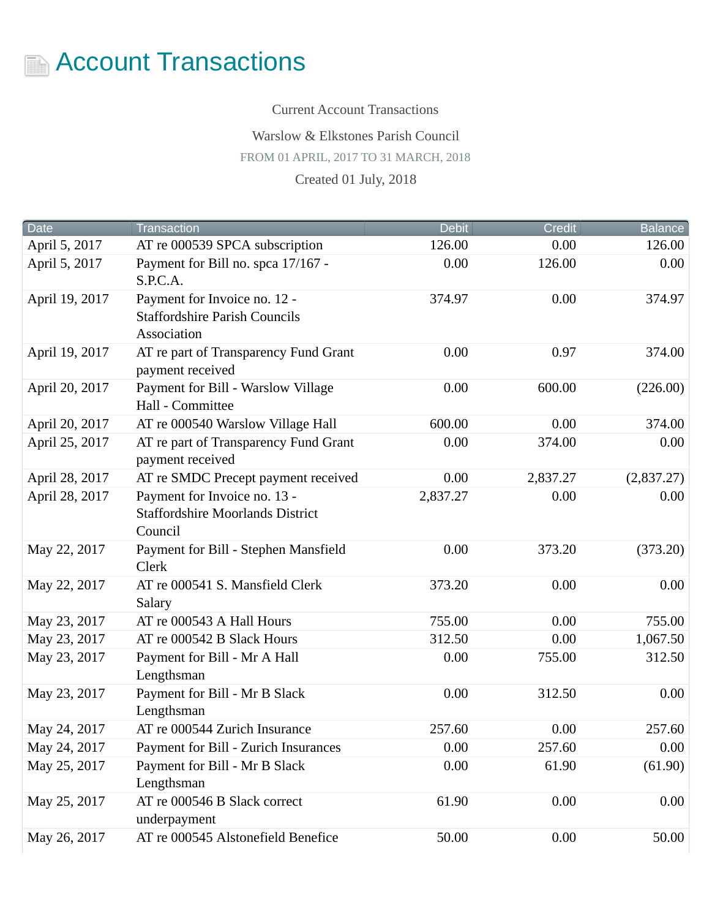# Account Transactions

Current Account Transactions

Warslow & Elkstones Parish Council

FROM 01 APRIL, 2017 TO 31 MARCH, 2018

Created 01 July, 2018

| Date | Transaction | Debit | Credit | Balance |
|---|---|---|---|---|
| April 5, 2017 | AT re 000539 SPCA subscription | 126.00 | 0.00 | 126.00 |
| April 5, 2017 | Payment for Bill no. spca 17/167 - S.P.C.A. | 0.00 | 126.00 | 0.00 |
| April 19, 2017 | Payment for Invoice no. 12 - Staffordshire Parish Councils Association | 374.97 | 0.00 | 374.97 |
| April 19, 2017 | AT re part of Transparency Fund Grant payment received | 0.00 | 0.97 | 374.00 |
| April 20, 2017 | Payment for Bill - Warslow Village Hall - Committee | 0.00 | 600.00 | (226.00) |
| April 20, 2017 | AT re 000540 Warslow Village Hall | 600.00 | 0.00 | 374.00 |
| April 25, 2017 | AT re part of Transparency Fund Grant payment received | 0.00 | 374.00 | 0.00 |
| April 28, 2017 | AT re SMDC Precept payment received | 0.00 | 2,837.27 | (2,837.27) |
| April 28, 2017 | Payment for Invoice no. 13 - Staffordshire Moorlands District Council | 2,837.27 | 0.00 | 0.00 |
| May 22, 2017 | Payment for Bill - Stephen Mansfield Clerk | 0.00 | 373.20 | (373.20) |
| May 22, 2017 | AT re 000541 S. Mansfield Clerk Salary | 373.20 | 0.00 | 0.00 |
| May 23, 2017 | AT re 000543 A Hall Hours | 755.00 | 0.00 | 755.00 |
| May 23, 2017 | AT re 000542 B Slack Hours | 312.50 | 0.00 | 1,067.50 |
| May 23, 2017 | Payment for Bill - Mr A Hall Lengthsman | 0.00 | 755.00 | 312.50 |
| May 23, 2017 | Payment for Bill - Mr B Slack Lengthsman | 0.00 | 312.50 | 0.00 |
| May 24, 2017 | AT re 000544 Zurich Insurance | 257.60 | 0.00 | 257.60 |
| May 24, 2017 | Payment for Bill - Zurich Insurances | 0.00 | 257.60 | 0.00 |
| May 25, 2017 | Payment for Bill - Mr B Slack Lengthsman | 0.00 | 61.90 | (61.90) |
| May 25, 2017 | AT re 000546 B Slack correct underpayment | 61.90 | 0.00 | 0.00 |
| May 26, 2017 | AT re 000545 Alstonefield Benefice | 50.00 | 0.00 | 50.00 |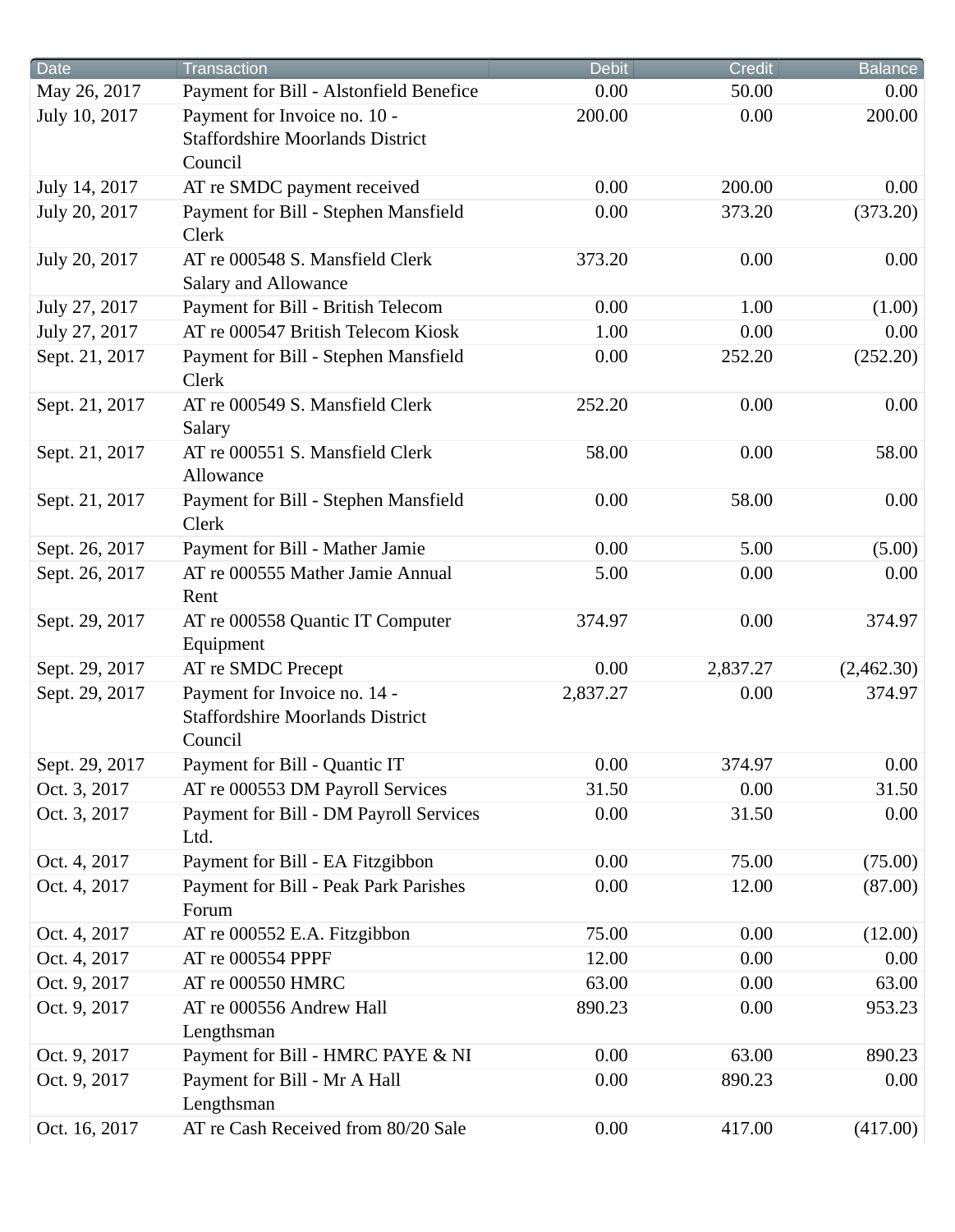| Date | Transaction | Debit | Credit | Balance |
| --- | --- | --- | --- | --- |
| May 26, 2017 | Payment for Bill - Alstonfield Benefice | 0.00 | 50.00 | 0.00 |
| July 10, 2017 | Payment for Invoice no. 10 - Staffordshire Moorlands District Council | 200.00 | 0.00 | 200.00 |
| July 14, 2017 | AT re SMDC payment received | 0.00 | 200.00 | 0.00 |
| July 20, 2017 | Payment for Bill - Stephen Mansfield Clerk | 0.00 | 373.20 | (373.20) |
| July 20, 2017 | AT re 000548 S. Mansfield Clerk Salary and Allowance | 373.20 | 0.00 | 0.00 |
| July 27, 2017 | Payment for Bill - British Telecom | 0.00 | 1.00 | (1.00) |
| July 27, 2017 | AT re 000547 British Telecom Kiosk | 1.00 | 0.00 | 0.00 |
| Sept. 21, 2017 | Payment for Bill - Stephen Mansfield Clerk | 0.00 | 252.20 | (252.20) |
| Sept. 21, 2017 | AT re 000549 S. Mansfield Clerk Salary | 252.20 | 0.00 | 0.00 |
| Sept. 21, 2017 | AT re 000551 S. Mansfield Clerk Allowance | 58.00 | 0.00 | 58.00 |
| Sept. 21, 2017 | Payment for Bill - Stephen Mansfield Clerk | 0.00 | 58.00 | 0.00 |
| Sept. 26, 2017 | Payment for Bill - Mather Jamie | 0.00 | 5.00 | (5.00) |
| Sept. 26, 2017 | AT re 000555 Mather Jamie Annual Rent | 5.00 | 0.00 | 0.00 |
| Sept. 29, 2017 | AT re 000558 Quantic IT Computer Equipment | 374.97 | 0.00 | 374.97 |
| Sept. 29, 2017 | AT re SMDC Precept | 0.00 | 2,837.27 | (2,462.30) |
| Sept. 29, 2017 | Payment for Invoice no. 14 - Staffordshire Moorlands District Council | 2,837.27 | 0.00 | 374.97 |
| Sept. 29, 2017 | Payment for Bill - Quantic IT | 0.00 | 374.97 | 0.00 |
| Oct. 3, 2017 | AT re 000553 DM Payroll Services | 31.50 | 0.00 | 31.50 |
| Oct. 3, 2017 | Payment for Bill - DM Payroll Services Ltd. | 0.00 | 31.50 | 0.00 |
| Oct. 4, 2017 | Payment for Bill - EA Fitzgibbon | 0.00 | 75.00 | (75.00) |
| Oct. 4, 2017 | Payment for Bill - Peak Park Parishes Forum | 0.00 | 12.00 | (87.00) |
| Oct. 4, 2017 | AT re 000552 E.A. Fitzgibbon | 75.00 | 0.00 | (12.00) |
| Oct. 4, 2017 | AT re 000554 PPPF | 12.00 | 0.00 | 0.00 |
| Oct. 9, 2017 | AT re 000550 HMRC | 63.00 | 0.00 | 63.00 |
| Oct. 9, 2017 | AT re 000556 Andrew Hall Lengthsman | 890.23 | 0.00 | 953.23 |
| Oct. 9, 2017 | Payment for Bill - HMRC PAYE & NI | 0.00 | 63.00 | 890.23 |
| Oct. 9, 2017 | Payment for Bill - Mr A Hall Lengthsman | 0.00 | 890.23 | 0.00 |
| Oct. 16, 2017 | AT re Cash Received from 80/20 Sale | 0.00 | 417.00 | (417.00) |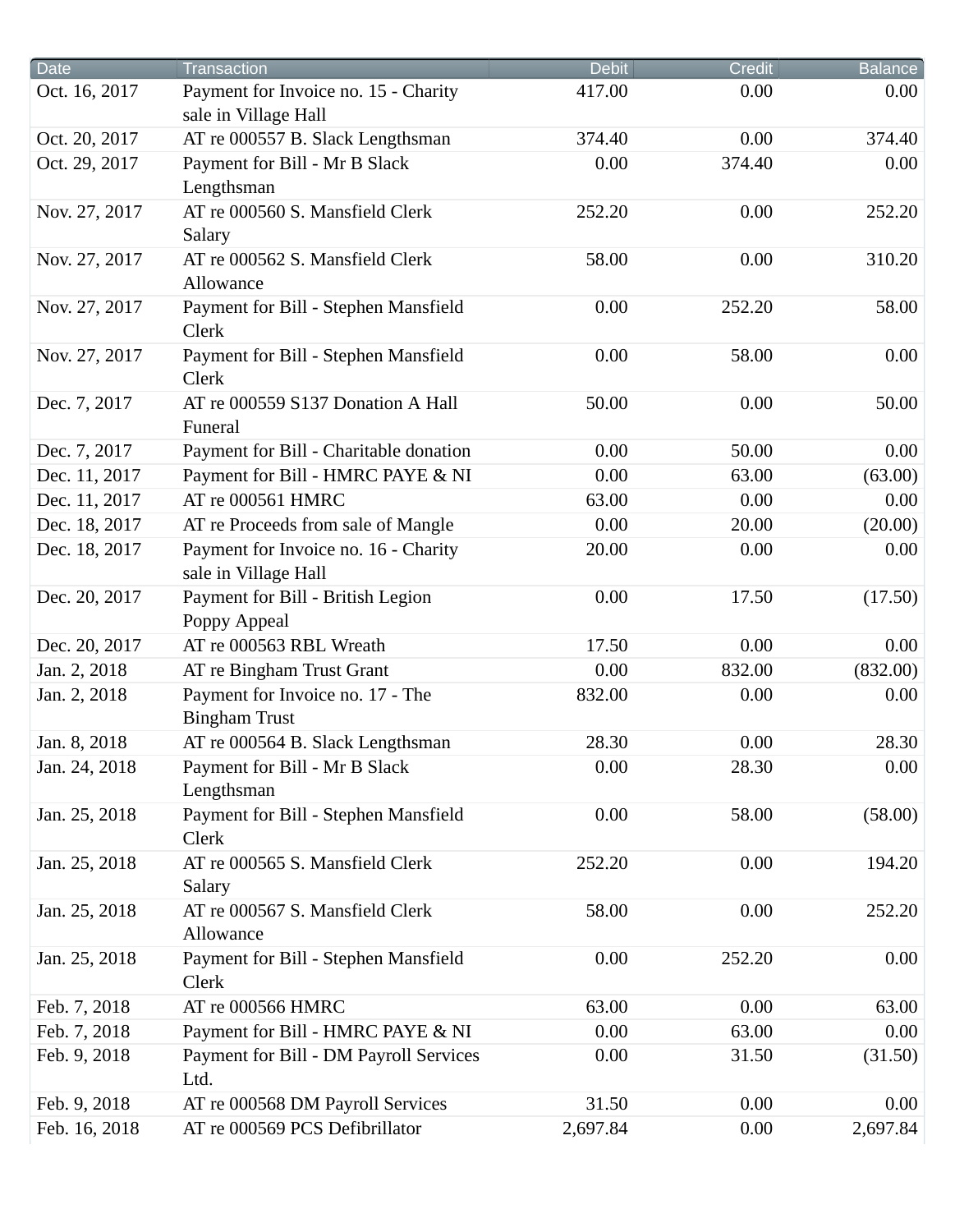| Date | Transaction | Debit | Credit | Balance |
| --- | --- | --- | --- | --- |
| Oct. 16, 2017 | Payment for Invoice no. 15 - Charity sale in Village Hall | 417.00 | 0.00 | 0.00 |
| Oct. 20, 2017 | AT re 000557 B. Slack Lengthsman | 374.40 | 0.00 | 374.40 |
| Oct. 29, 2017 | Payment for Bill - Mr B Slack Lengthsman | 0.00 | 374.40 | 0.00 |
| Nov. 27, 2017 | AT re 000560 S. Mansfield Clerk Salary | 252.20 | 0.00 | 252.20 |
| Nov. 27, 2017 | AT re 000562 S. Mansfield Clerk Allowance | 58.00 | 0.00 | 310.20 |
| Nov. 27, 2017 | Payment for Bill - Stephen Mansfield Clerk | 0.00 | 252.20 | 58.00 |
| Nov. 27, 2017 | Payment for Bill - Stephen Mansfield Clerk | 0.00 | 58.00 | 0.00 |
| Dec. 7, 2017 | AT re 000559 S137 Donation A Hall Funeral | 50.00 | 0.00 | 50.00 |
| Dec. 7, 2017 | Payment for Bill - Charitable donation | 0.00 | 50.00 | 0.00 |
| Dec. 11, 2017 | Payment for Bill - HMRC PAYE & NI | 0.00 | 63.00 | (63.00) |
| Dec. 11, 2017 | AT re 000561 HMRC | 63.00 | 0.00 | 0.00 |
| Dec. 18, 2017 | AT re Proceeds from sale of Mangle | 0.00 | 20.00 | (20.00) |
| Dec. 18, 2017 | Payment for Invoice no. 16 - Charity sale in Village Hall | 20.00 | 0.00 | 0.00 |
| Dec. 20, 2017 | Payment for Bill - British Legion Poppy Appeal | 0.00 | 17.50 | (17.50) |
| Dec. 20, 2017 | AT re 000563 RBL Wreath | 17.50 | 0.00 | 0.00 |
| Jan. 2, 2018 | AT re Bingham Trust Grant | 0.00 | 832.00 | (832.00) |
| Jan. 2, 2018 | Payment for Invoice no. 17 - The Bingham Trust | 832.00 | 0.00 | 0.00 |
| Jan. 8, 2018 | AT re 000564 B. Slack Lengthsman | 28.30 | 0.00 | 28.30 |
| Jan. 24, 2018 | Payment for Bill - Mr B Slack Lengthsman | 0.00 | 28.30 | 0.00 |
| Jan. 25, 2018 | Payment for Bill - Stephen Mansfield Clerk | 0.00 | 58.00 | (58.00) |
| Jan. 25, 2018 | AT re 000565 S. Mansfield Clerk Salary | 252.20 | 0.00 | 194.20 |
| Jan. 25, 2018 | AT re 000567 S. Mansfield Clerk Allowance | 58.00 | 0.00 | 252.20 |
| Jan. 25, 2018 | Payment for Bill - Stephen Mansfield Clerk | 0.00 | 252.20 | 0.00 |
| Feb. 7, 2018 | AT re 000566 HMRC | 63.00 | 0.00 | 63.00 |
| Feb. 7, 2018 | Payment for Bill - HMRC PAYE & NI | 0.00 | 63.00 | 0.00 |
| Feb. 9, 2018 | Payment for Bill - DM Payroll Services Ltd. | 0.00 | 31.50 | (31.50) |
| Feb. 9, 2018 | AT re 000568 DM Payroll Services | 31.50 | 0.00 | 0.00 |
| Feb. 16, 2018 | AT re 000569 PCS Defibrillator | 2,697.84 | 0.00 | 2,697.84 |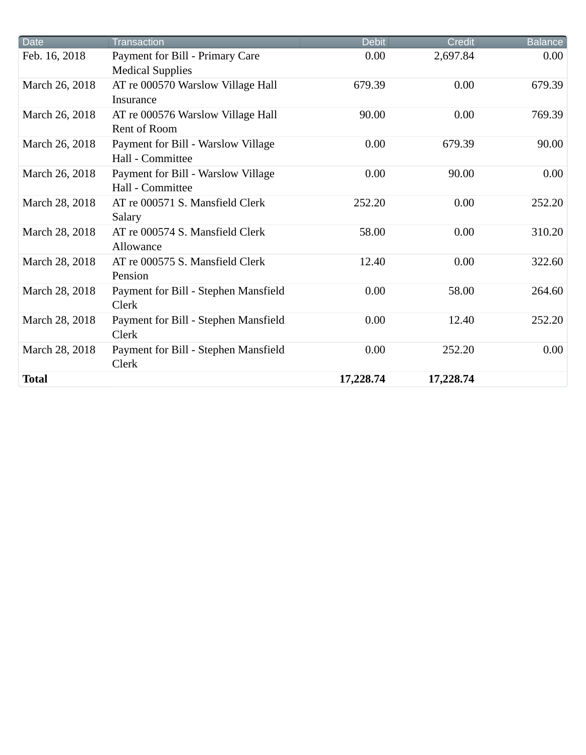| Date | Transaction | Debit | Credit | Balance |
|---|---|---|---|---|
| Feb. 16, 2018 | Payment for Bill - Primary Care Medical Supplies | 0.00 | 2,697.84 | 0.00 |
| March 26, 2018 | AT re 000570 Warslow Village Hall Insurance | 679.39 | 0.00 | 679.39 |
| March 26, 2018 | AT re 000576 Warslow Village Hall Rent of Room | 90.00 | 0.00 | 769.39 |
| March 26, 2018 | Payment for Bill - Warslow Village Hall - Committee | 0.00 | 679.39 | 90.00 |
| March 26, 2018 | Payment for Bill - Warslow Village Hall - Committee | 0.00 | 90.00 | 0.00 |
| March 28, 2018 | AT re 000571 S. Mansfield Clerk Salary | 252.20 | 0.00 | 252.20 |
| March 28, 2018 | AT re 000574 S. Mansfield Clerk Allowance | 58.00 | 0.00 | 310.20 |
| March 28, 2018 | AT re 000575 S. Mansfield Clerk Pension | 12.40 | 0.00 | 322.60 |
| March 28, 2018 | Payment for Bill - Stephen Mansfield Clerk | 0.00 | 58.00 | 264.60 |
| March 28, 2018 | Payment for Bill - Stephen Mansfield Clerk | 0.00 | 12.40 | 252.20 |
| March 28, 2018 | Payment for Bill - Stephen Mansfield Clerk | 0.00 | 252.20 | 0.00 |
| **Total** | | **17,228.74** | **17,228.74** | |